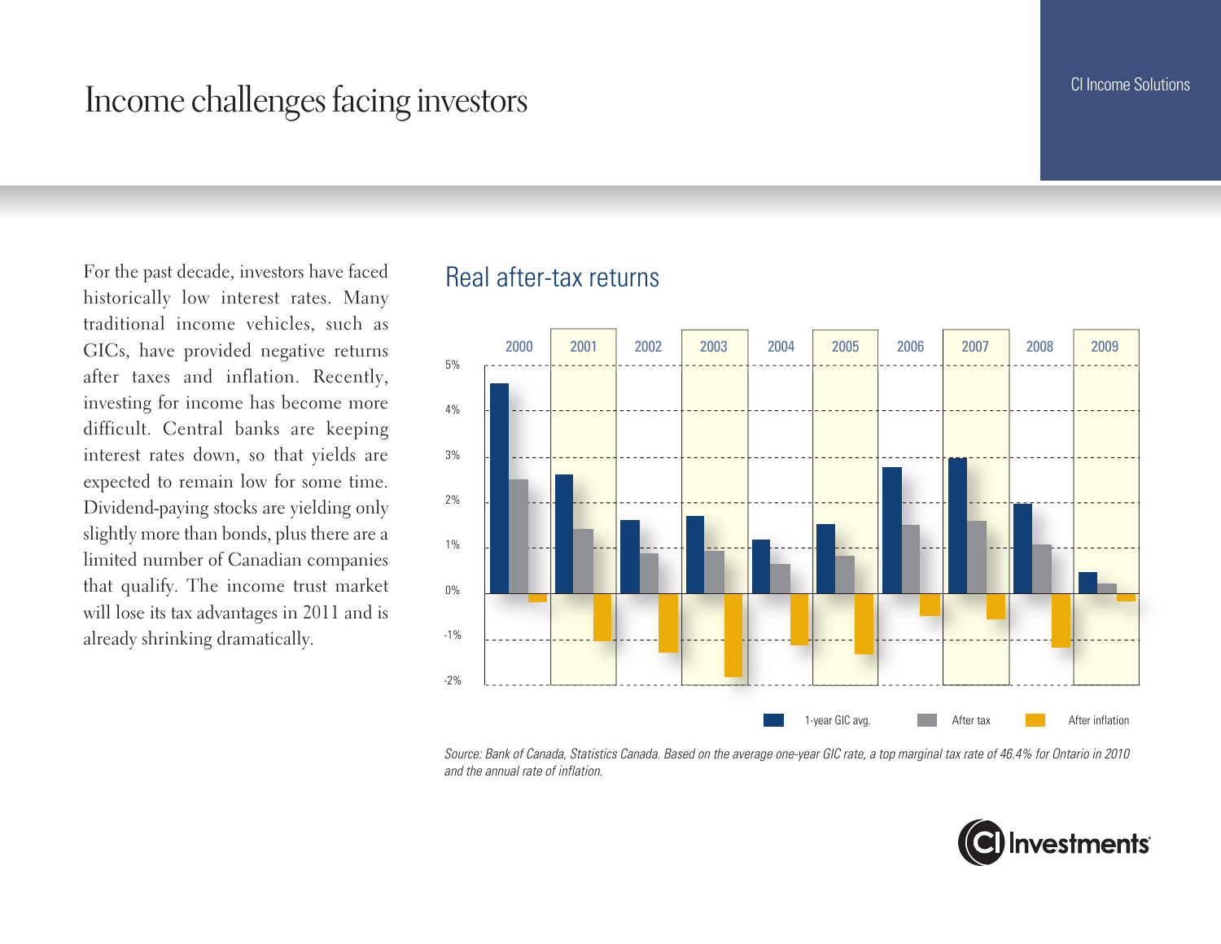# Income challenges facing investors

CI Income Solutions

For the past decade, investors have faced historically low interest rates. Many traditional income vehicles, such as GICs, have provided negative returns after taxes and inflation. Recently, investing for income has become more difficult. Central banks are keeping interest rates down, so that yields are expected to remain low for some time. Dividend-paying stocks are yielding only slightly more than bonds, plus there are a limited number of Canadian companies that qualify. The income trust market will lose its tax advantages in 2011 and is already shrinking dramatically.

## Real after-tax returns

Legend: 1-year GIC avg. | After tax | After inflation

Years: 2000, 2001, 2002, 2003, 2004, 2005, 2006, 2007, 2008, 2009

Y-axis: 5%, 4%, 3%, 2%, 1%, 0%, -1%, -2%

*Source: Bank of Canada, Statistics Canada. Based on the average one-year GIC rate, a top marginal tax rate of 46.4% for Ontario in 2010 and the annual rate of inflation.*

CI Investments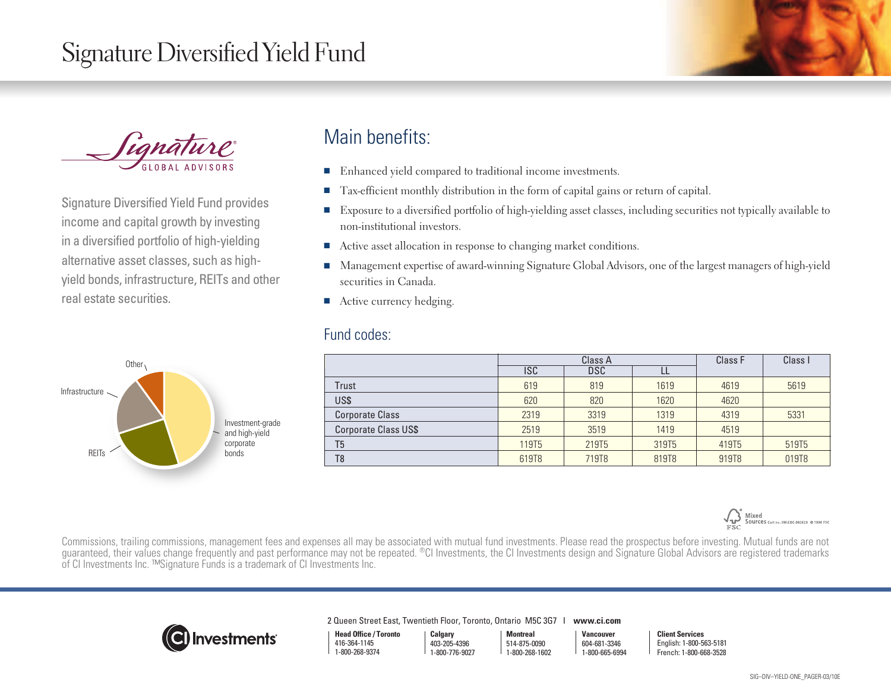# Signature Diversified Yield Fund

Signature® GLOBAL ADVISORS

Signature Diversified Yield Fund provides income and capital growth by investing in a diversified portfolio of high-yielding alternative asset classes, such as high-yield bonds, infrastructure, REITs and other real estate securities.

Other
Infrastructure
REITs
Investment-grade and high-yield corporate bonds

## Main benefits:

- Enhanced yield compared to traditional income investments.
- Tax-efficient monthly distribution in the form of capital gains or return of capital.
- Exposure to a diversified portfolio of high-yielding asset classes, including securities not typically available to non-institutional investors.
- Active asset allocation in response to changing market conditions.
- Management expertise of award-winning Signature Global Advisors, one of the largest managers of high-yield securities in Canada.
- Active currency hedging.

## Fund codes:

| | Class A | | | Class F | Class I |
|---|---|---|---|---|---|
| | ISC | DSC | LL | | |
| Trust | 619 | 819 | 1619 | 4619 | 5619 |
| US$ | 620 | 820 | 1620 | 4620 | |
| Corporate Class | 2319 | 3319 | 1319 | 4319 | 5331 |
| Corporate Class US$ | 2519 | 3519 | 1419 | 4519 | |
| T5 | 119T5 | 219T5 | 319T5 | 419T5 | 519T5 |
| T8 | 619T8 | 719T8 | 819T8 | 919T8 | 019T8 |

Mixed Sources Cert no. SW-COC-002629 © 1996 FSC

Commissions, trailing commissions, management fees and expenses all may be associated with mutual fund investments. Please read the prospectus before investing. Mutual funds are not guaranteed, their values change frequently and past performance may not be repeated. ®CI Investments, the CI Investments design and Signature Global Advisors are registered trademarks of CI Investments Inc. ™Signature Funds is a trademark of CI Investments Inc.

CI Investments®

2 Queen Street East, Twentieth Floor, Toronto, Ontario M5C 3G7 | www.ci.com

**Head Office / Toronto**
416-364-1145
1-800-268-9374

**Calgary**
403-205-4396
1-800-776-9027

**Montreal**
514-875-0090
1-800-268-1602

**Vancouver**
604-681-3346
1-800-665-6994

**Client Services**
English: 1-800-563-5181
French: 1-800-668-3528

SIG–DIV–YIELD-ONE_PAGER-03/10E